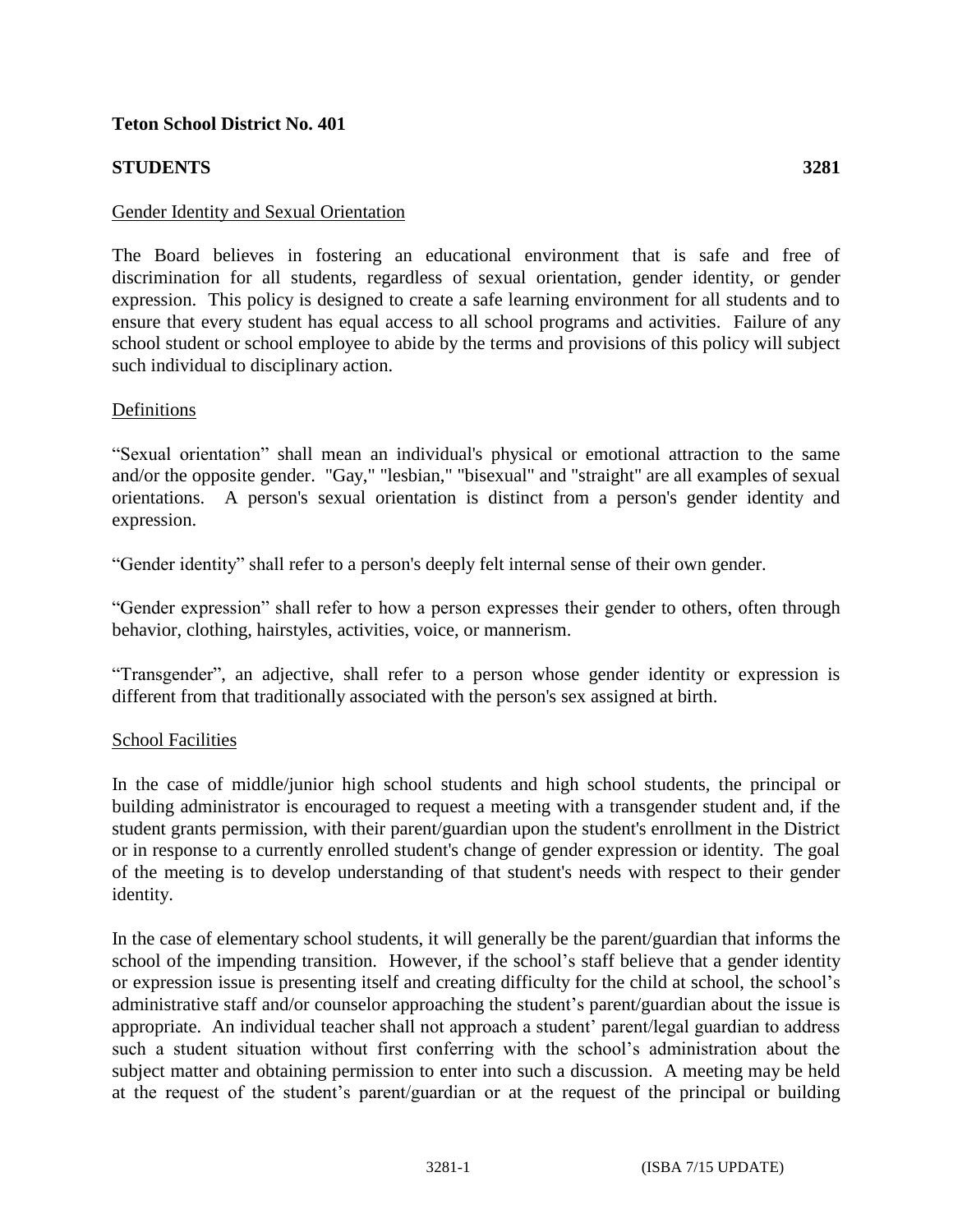**Teton School District No. 401**

**STUDENTS 3281**

Gender Identity and Sexual Orientation

The Board believes in fostering an educational environment that is safe and free of discrimination for all students, regardless of sexual orientation, gender identity, or gender expression. This policy is designed to create a safe learning environment for all students and to ensure that every student has equal access to all school programs and activities. Failure of any school student or school employee to abide by the terms and provisions of this policy will subject such individual to disciplinary action.

Definitions

“Sexual orientation” shall mean an individual's physical or emotional attraction to the same and/or the opposite gender. "Gay," "lesbian," "bisexual" and "straight" are all examples of sexual orientations. A person's sexual orientation is distinct from a person's gender identity and expression.

“Gender identity” shall refer to a person's deeply felt internal sense of their own gender.

“Gender expression” shall refer to how a person expresses their gender to others, often through behavior, clothing, hairstyles, activities, voice, or mannerism.

“Transgender”, an adjective, shall refer to a person whose gender identity or expression is different from that traditionally associated with the person's sex assigned at birth.

School Facilities

In the case of middle/junior high school students and high school students, the principal or building administrator is encouraged to request a meeting with a transgender student and, if the student grants permission, with their parent/guardian upon the student's enrollment in the District or in response to a currently enrolled student's change of gender expression or identity. The goal of the meeting is to develop understanding of that student's needs with respect to their gender identity.

In the case of elementary school students, it will generally be the parent/guardian that informs the school of the impending transition. However, if the school’s staff believe that a gender identity or expression issue is presenting itself and creating difficulty for the child at school, the school’s administrative staff and/or counselor approaching the student’s parent/guardian about the issue is appropriate. An individual teacher shall not approach a student’ parent/legal guardian to address such a student situation without first conferring with the school’s administration about the subject matter and obtaining permission to enter into such a discussion. A meeting may be held at the request of the student’s parent/guardian or at the request of the principal or building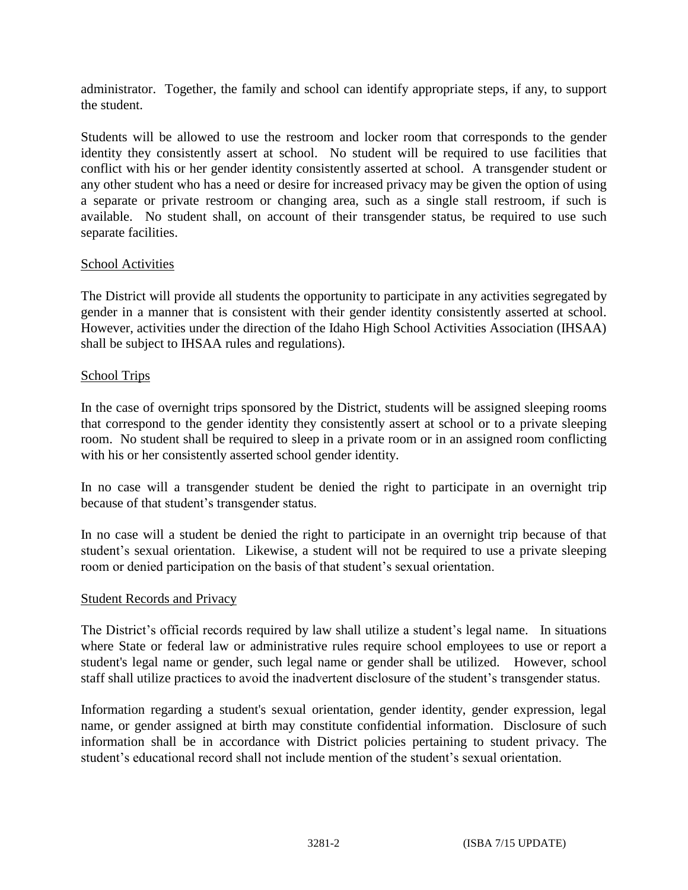administrator. Together, the family and school can identify appropriate steps, if any, to support the student.

Students will be allowed to use the restroom and locker room that corresponds to the gender identity they consistently assert at school. No student will be required to use facilities that conflict with his or her gender identity consistently asserted at school. A transgender student or any other student who has a need or desire for increased privacy may be given the option of using a separate or private restroom or changing area, such as a single stall restroom, if such is available. No student shall, on account of their transgender status, be required to use such separate facilities.

## School Activities

The District will provide all students the opportunity to participate in any activities segregated by gender in a manner that is consistent with their gender identity consistently asserted at school. However, activities under the direction of the Idaho High School Activities Association (IHSAA) shall be subject to IHSAA rules and regulations).

## School Trips

In the case of overnight trips sponsored by the District, students will be assigned sleeping rooms that correspond to the gender identity they consistently assert at school or to a private sleeping room. No student shall be required to sleep in a private room or in an assigned room conflicting with his or her consistently asserted school gender identity.

In no case will a transgender student be denied the right to participate in an overnight trip because of that student's transgender status.

In no case will a student be denied the right to participate in an overnight trip because of that student's sexual orientation. Likewise, a student will not be required to use a private sleeping room or denied participation on the basis of that student's sexual orientation.

## Student Records and Privacy

The District's official records required by law shall utilize a student's legal name. In situations where State or federal law or administrative rules require school employees to use or report a student's legal name or gender, such legal name or gender shall be utilized. However, school staff shall utilize practices to avoid the inadvertent disclosure of the student's transgender status.

Information regarding a student's sexual orientation, gender identity, gender expression, legal name, or gender assigned at birth may constitute confidential information. Disclosure of such information shall be in accordance with District policies pertaining to student privacy. The student's educational record shall not include mention of the student's sexual orientation.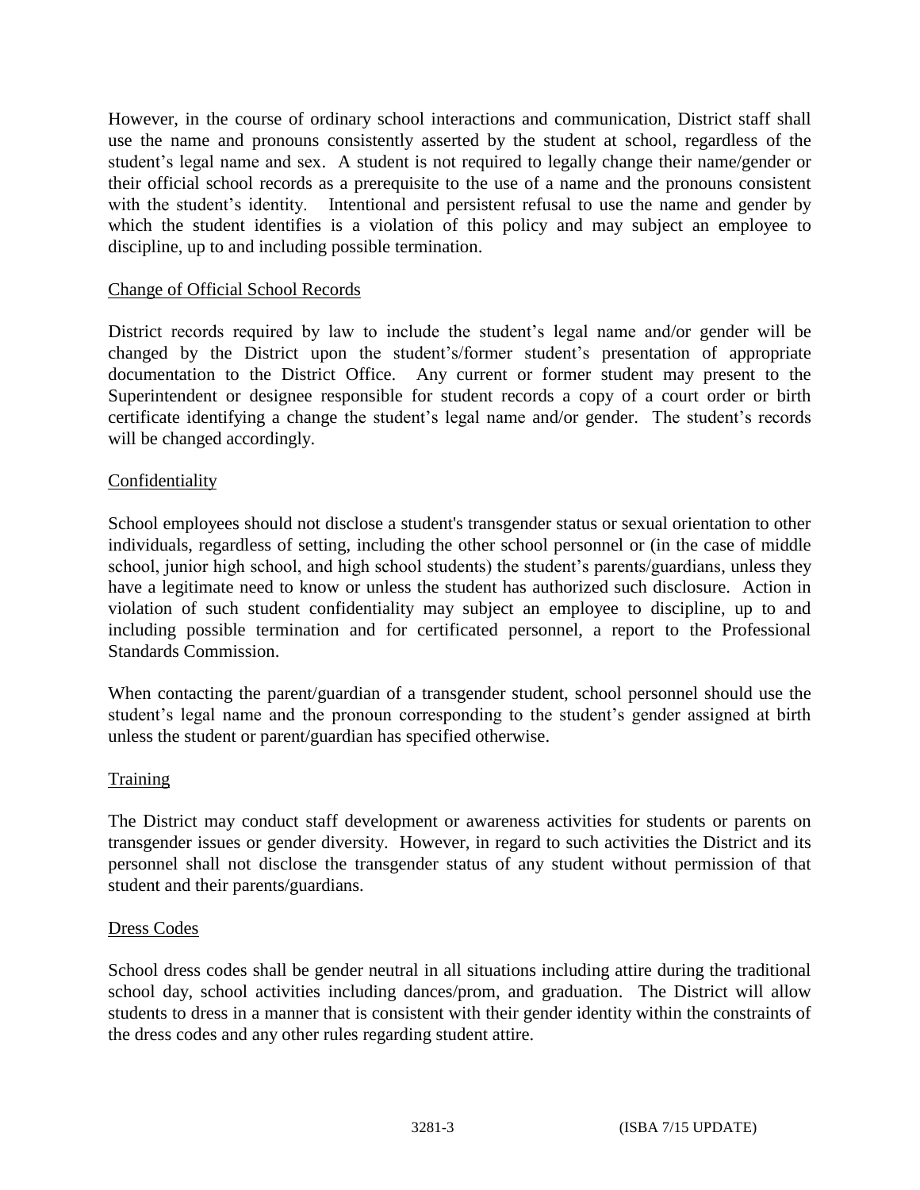However, in the course of ordinary school interactions and communication, District staff shall use the name and pronouns consistently asserted by the student at school, regardless of the student's legal name and sex. A student is not required to legally change their name/gender or their official school records as a prerequisite to the use of a name and the pronouns consistent with the student's identity. Intentional and persistent refusal to use the name and gender by which the student identifies is a violation of this policy and may subject an employee to discipline, up to and including possible termination.

### Change of Official School Records

District records required by law to include the student's legal name and/or gender will be changed by the District upon the student's/former student's presentation of appropriate documentation to the District Office. Any current or former student may present to the Superintendent or designee responsible for student records a copy of a court order or birth certificate identifying a change the student's legal name and/or gender. The student's records will be changed accordingly.

### Confidentiality

School employees should not disclose a student's transgender status or sexual orientation to other individuals, regardless of setting, including the other school personnel or (in the case of middle school, junior high school, and high school students) the student's parents/guardians, unless they have a legitimate need to know or unless the student has authorized such disclosure. Action in violation of such student confidentiality may subject an employee to discipline, up to and including possible termination and for certificated personnel, a report to the Professional Standards Commission.

When contacting the parent/guardian of a transgender student, school personnel should use the student's legal name and the pronoun corresponding to the student's gender assigned at birth unless the student or parent/guardian has specified otherwise.

### Training

The District may conduct staff development or awareness activities for students or parents on transgender issues or gender diversity. However, in regard to such activities the District and its personnel shall not disclose the transgender status of any student without permission of that student and their parents/guardians.

### Dress Codes

School dress codes shall be gender neutral in all situations including attire during the traditional school day, school activities including dances/prom, and graduation. The District will allow students to dress in a manner that is consistent with their gender identity within the constraints of the dress codes and any other rules regarding student attire.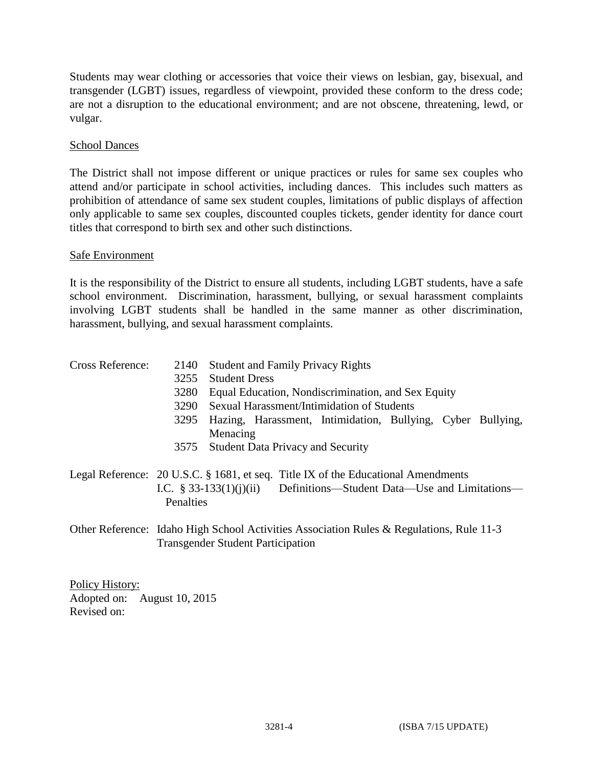Students may wear clothing or accessories that voice their views on lesbian, gay, bisexual, and transgender (LGBT) issues, regardless of viewpoint, provided these conform to the dress code; are not a disruption to the educational environment; and are not obscene, threatening, lewd, or vulgar.

<u>School Dances</u>

The District shall not impose different or unique practices or rules for same sex couples who attend and/or participate in school activities, including dances. This includes such matters as prohibition of attendance of same sex student couples, limitations of public displays of affection only applicable to same sex couples, discounted couples tickets, gender identity for dance court titles that correspond to birth sex and other such distinctions.

<u>Safe Environment</u>

It is the responsibility of the District to ensure all students, including LGBT students, have a safe school environment. Discrimination, harassment, bullying, or sexual harassment complaints involving LGBT students shall be handled in the same manner as other discrimination, harassment, bullying, and sexual harassment complaints.

| | | |
|---|---|---|
| Cross Reference: | 2140 | Student and Family Privacy Rights |
| | 3255 | Student Dress |
| | 3280 | Equal Education, Nondiscrimination, and Sex Equity |
| | 3290 | Sexual Harassment/Intimidation of Students |
| | 3295 | Hazing, Harassment, Intimidation, Bullying, Cyber Bullying, Menacing |
| | 3575 | Student Data Privacy and Security |

Legal Reference: 20 U.S.C. § 1681, et seq. Title IX of the Educational Amendments
I.C. § 33-133(1)(j)(ii) Definitions—Student Data—Use and Limitations—Penalties

Other Reference: Idaho High School Activities Association Rules & Regulations, Rule 11-3 Transgender Student Participation

<u>Policy History:</u>
Adopted on: August 10, 2015
Revised on: